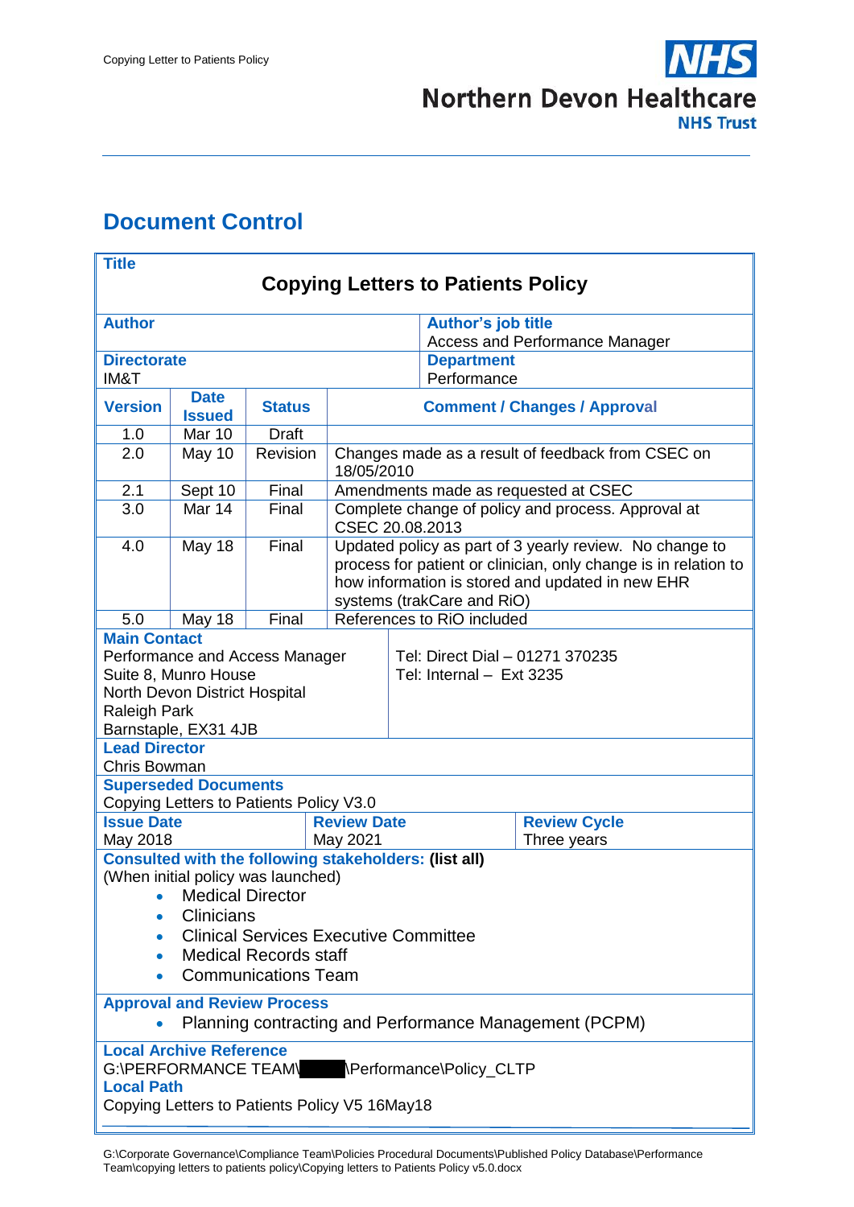## Document Control

**Title**

**Copying Letters to Patients Policy**

| **Author** | **Author's job title** |
|---|---|
| | Access and Performance Manager |
| **Directorate** | **Department** |
| IM&T | Performance |

| **Version** | **Date Issued** | **Status** | **Comment / Changes / Approval** |
|---|---|---|---|
| 1.0 | Mar 10 | Draft | |
| 2.0 | May 10 | Revision | Changes made as a result of feedback from CSEC on 18/05/2010 |
| 2.1 | Sept 10 | Final | Amendments made as requested at CSEC |
| 3.0 | Mar 14 | Final | Complete change of policy and process. Approval at CSEC 20.08.2013 |
| 4.0 | May 18 | Final | Updated policy as part of 3 yearly review. No change to process for patient or clinician, only change is in relation to how information is stored and updated in new EHR systems (trakCare and RiO) |
| 5.0 | May 18 | Final | References to RiO included |

**Main Contact**

| | |
|---|---|
| Performance and Access Manager<br>Suite 8, Munro House<br>North Devon District Hospital<br>Raleigh Park<br>Barnstaple, EX31 4JB | Tel: Direct Dial – 01271 370235<br>Tel: Internal – Ext 3235 |

**Lead Director**

Chris Bowman

**Superseded Documents**

Copying Letters to Patients Policy V3.0

| **Issue Date** | **Review Date** | **Review Cycle** |
|---|---|---|
| May 2018 | May 2021 | Three years |

**Consulted with the following stakeholders: (list all)**

(When initial policy was launched)

- Medical Director
- Clinicians
- Clinical Services Executive Committee
- Medical Records staff
- Communications Team

**Approval and Review Process**

- Planning contracting and Performance Management (PCPM)

**Local Archive Reference**

G:\PERFORMANCE TEAM\ \Performance\Policy_CLTP

**Local Path**

Copying Letters to Patients Policy V5 16May18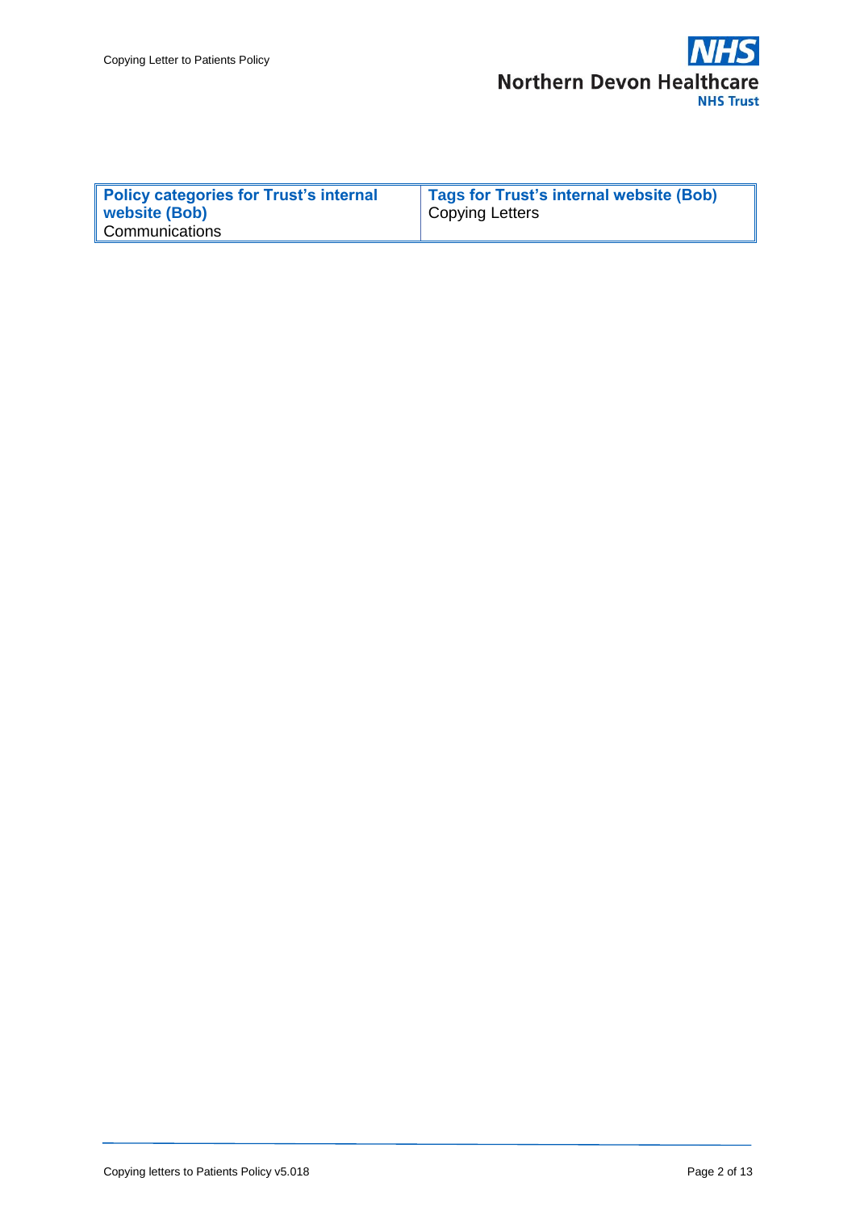| **Policy categories for Trust's internal website (Bob)** | **Tags for Trust's internal website (Bob)** |
|---|---|
| Communications | Copying Letters |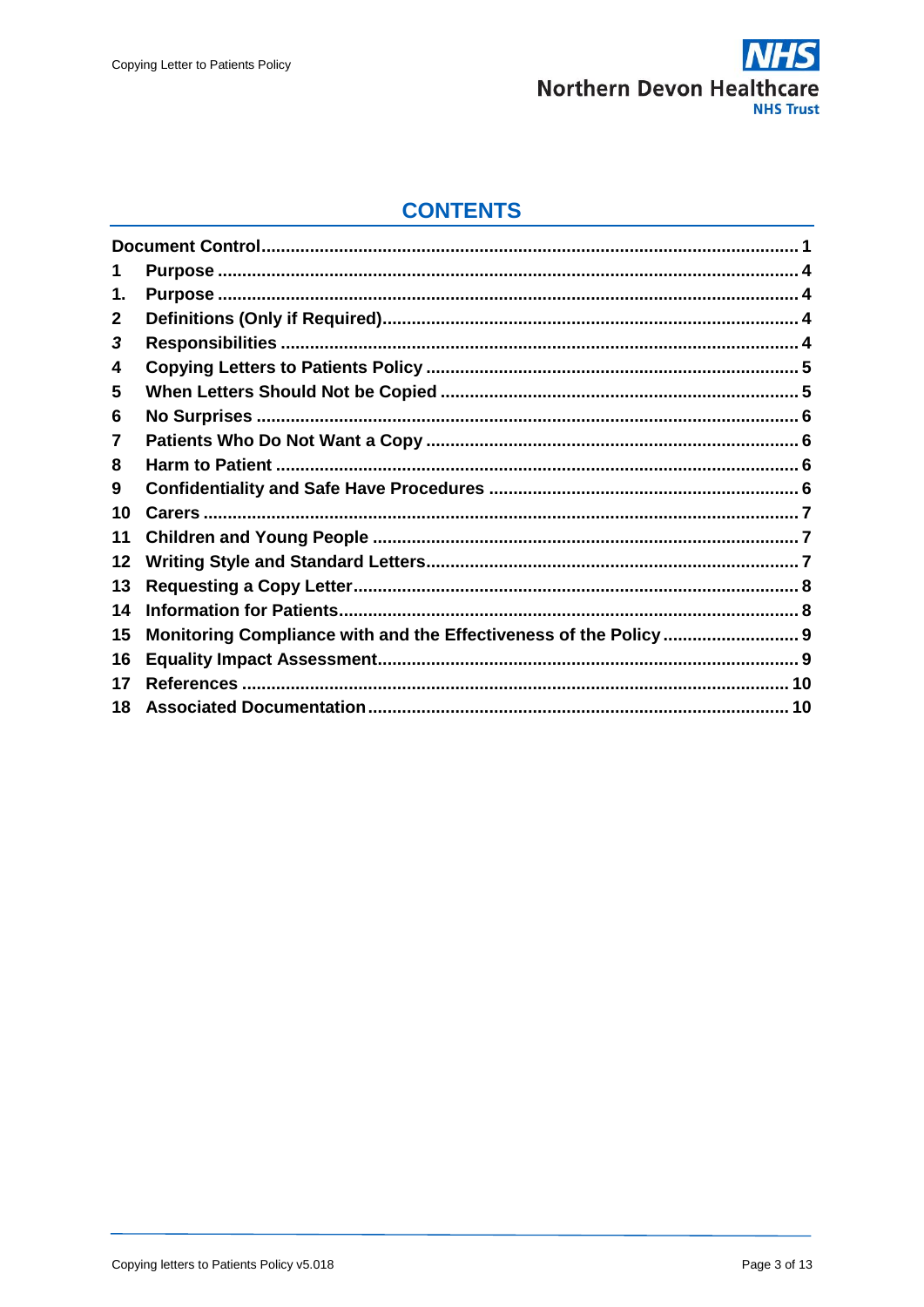# CONTENTS

| | | |
|---|---|---|
| **Document Control** | | **1** |
| **1** | **Purpose** | **4** |
| **1.** | **Purpose** | **4** |
| **2** | **Definitions (Only if Required)** | **4** |
| ***3*** | **Responsibilities** | **4** |
| **4** | **Copying Letters to Patients Policy** | **5** |
| **5** | **When Letters Should Not be Copied** | **5** |
| **6** | **No Surprises** | **6** |
| **7** | **Patients Who Do Not Want a Copy** | **6** |
| **8** | **Harm to Patient** | **6** |
| **9** | **Confidentiality and Safe Have Procedures** | **6** |
| **10** | **Carers** | **7** |
| **11** | **Children and Young People** | **7** |
| **12** | **Writing Style and Standard Letters** | **7** |
| **13** | **Requesting a Copy Letter** | **8** |
| **14** | **Information for Patients** | **8** |
| **15** | **Monitoring Compliance with and the Effectiveness of the Policy** | **9** |
| **16** | **Equality Impact Assessment** | **9** |
| **17** | **References** | **10** |
| **18** | **Associated Documentation** | **10** |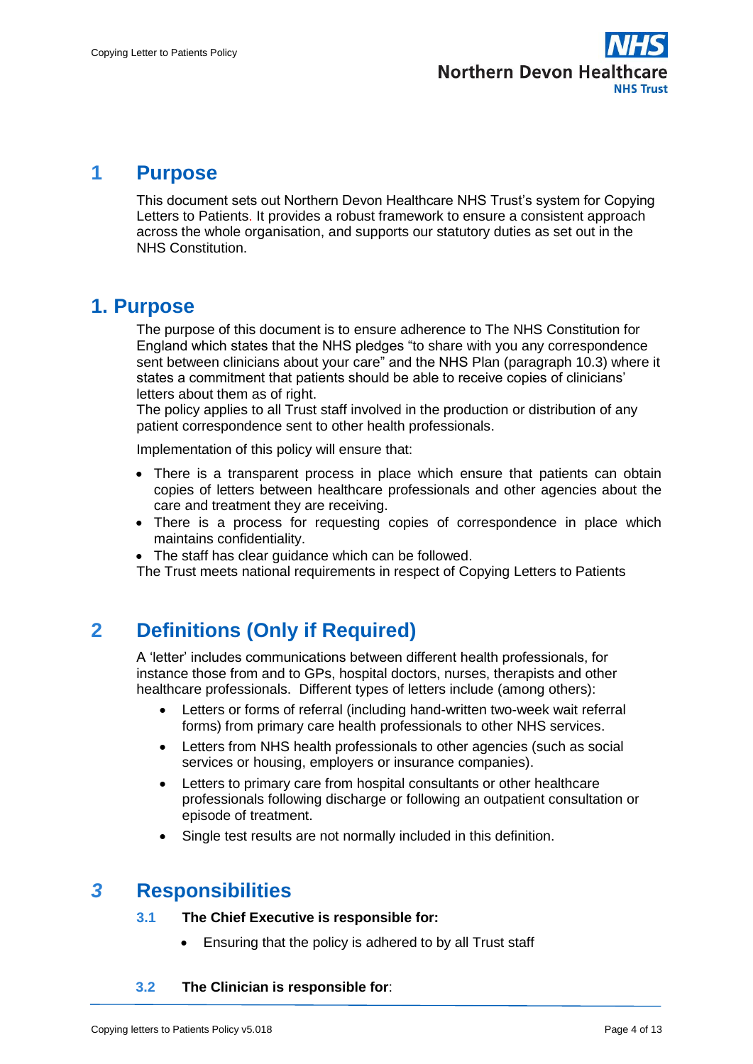# 1 Purpose

This document sets out Northern Devon Healthcare NHS Trust's system for Copying Letters to Patients. It provides a robust framework to ensure a consistent approach across the whole organisation, and supports our statutory duties as set out in the NHS Constitution.

# 1. Purpose

The purpose of this document is to ensure adherence to The NHS Constitution for England which states that the NHS pledges "to share with you any correspondence sent between clinicians about your care" and the NHS Plan (paragraph 10.3) where it states a commitment that patients should be able to receive copies of clinicians' letters about them as of right.
The policy applies to all Trust staff involved in the production or distribution of any patient correspondence sent to other health professionals.

Implementation of this policy will ensure that:

- There is a transparent process in place which ensure that patients can obtain copies of letters between healthcare professionals and other agencies about the care and treatment they are receiving.
- There is a process for requesting copies of correspondence in place which maintains confidentiality.
- The staff has clear guidance which can be followed.

The Trust meets national requirements in respect of Copying Letters to Patients

# 2 Definitions (Only if Required)

A 'letter' includes communications between different health professionals, for instance those from and to GPs, hospital doctors, nurses, therapists and other healthcare professionals. Different types of letters include (among others):

- Letters or forms of referral (including hand-written two-week wait referral forms) from primary care health professionals to other NHS services.
- Letters from NHS health professionals to other agencies (such as social services or housing, employers or insurance companies).
- Letters to primary care from hospital consultants or other healthcare professionals following discharge or following an outpatient consultation or episode of treatment.
- Single test results are not normally included in this definition.

# 3 Responsibilities

### 3.1 The Chief Executive is responsible for:

- Ensuring that the policy is adhered to by all Trust staff

### 3.2 The Clinician is responsible for: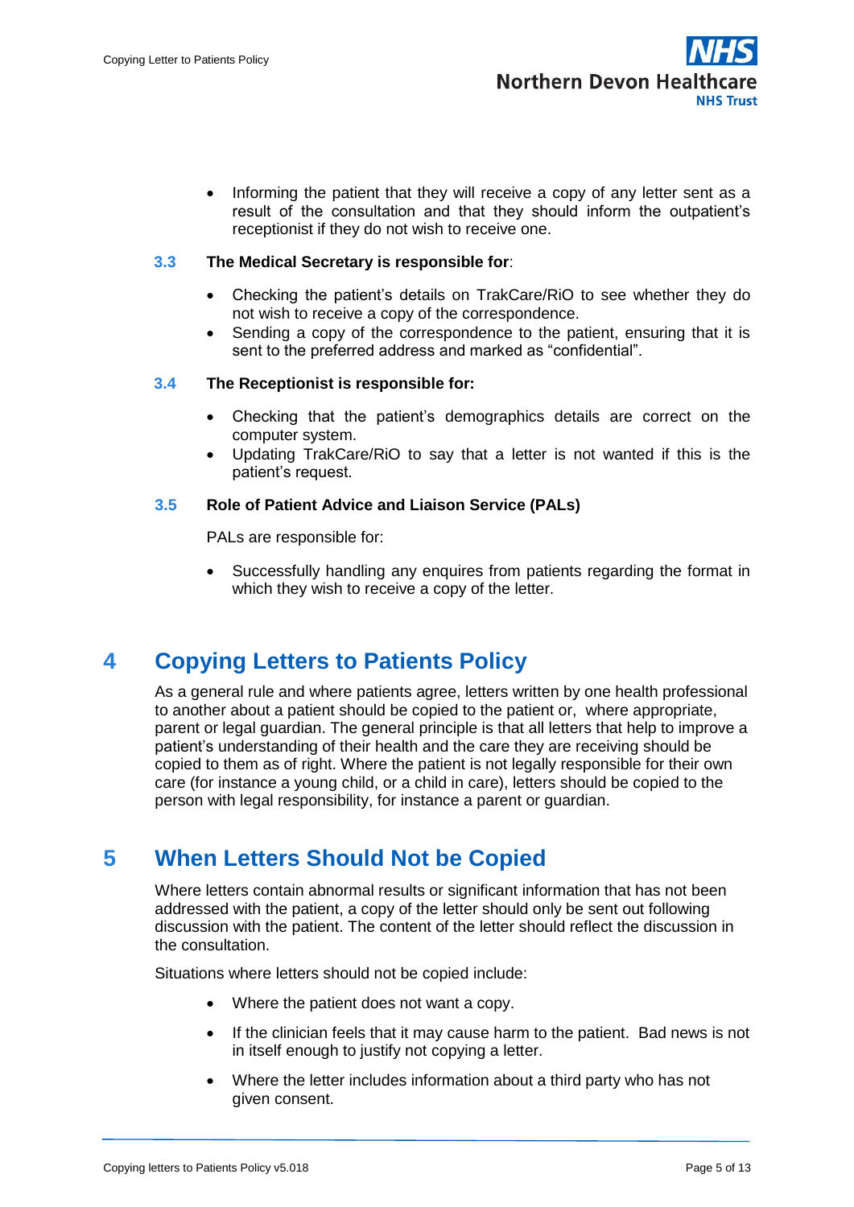- Informing the patient that they will receive a copy of any letter sent as a result of the consultation and that they should inform the outpatient's receptionist if they do not wish to receive one.

### 3.3 The Medical Secretary is responsible for:

- Checking the patient's details on TrakCare/RiO to see whether they do not wish to receive a copy of the correspondence.
- Sending a copy of the correspondence to the patient, ensuring that it is sent to the preferred address and marked as "confidential".

### 3.4 The Receptionist is responsible for:

- Checking that the patient's demographics details are correct on the computer system.
- Updating TrakCare/RiO to say that a letter is not wanted if this is the patient's request.

### 3.5 Role of Patient Advice and Liaison Service (PALs)

PALs are responsible for:

- Successfully handling any enquires from patients regarding the format in which they wish to receive a copy of the letter.

## 4 Copying Letters to Patients Policy

As a general rule and where patients agree, letters written by one health professional to another about a patient should be copied to the patient or, where appropriate, parent or legal guardian. The general principle is that all letters that help to improve a patient's understanding of their health and the care they are receiving should be copied to them as of right. Where the patient is not legally responsible for their own care (for instance a young child, or a child in care), letters should be copied to the person with legal responsibility, for instance a parent or guardian.

## 5 When Letters Should Not be Copied

Where letters contain abnormal results or significant information that has not been addressed with the patient, a copy of the letter should only be sent out following discussion with the patient. The content of the letter should reflect the discussion in the consultation.

Situations where letters should not be copied include:

- Where the patient does not want a copy.
- If the clinician feels that it may cause harm to the patient. Bad news is not in itself enough to justify not copying a letter.
- Where the letter includes information about a third party who has not given consent.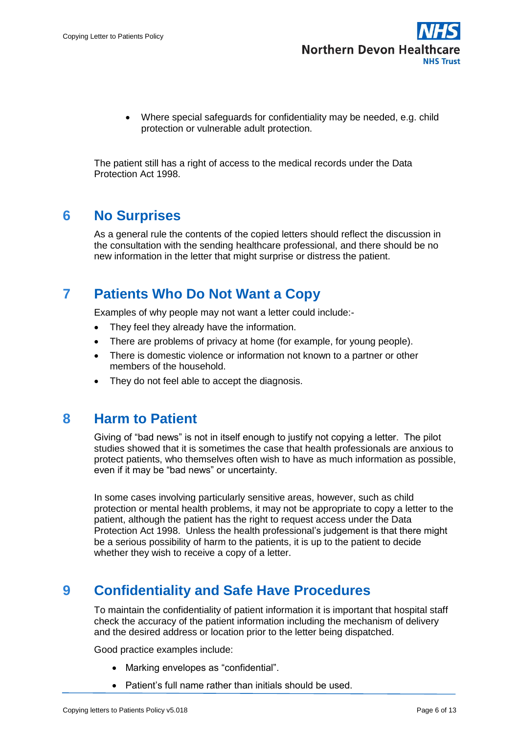- Where special safeguards for confidentiality may be needed, e.g. child protection or vulnerable adult protection.

The patient still has a right of access to the medical records under the Data Protection Act 1998.

## 6 No Surprises

As a general rule the contents of the copied letters should reflect the discussion in the consultation with the sending healthcare professional, and there should be no new information in the letter that might surprise or distress the patient.

## 7 Patients Who Do Not Want a Copy

Examples of why people may not want a letter could include:-

- They feel they already have the information.
- There are problems of privacy at home (for example, for young people).
- There is domestic violence or information not known to a partner or other members of the household.
- They do not feel able to accept the diagnosis.

## 8 Harm to Patient

Giving of "bad news" is not in itself enough to justify not copying a letter. The pilot studies showed that it is sometimes the case that health professionals are anxious to protect patients, who themselves often wish to have as much information as possible, even if it may be "bad news" or uncertainty.

In some cases involving particularly sensitive areas, however, such as child protection or mental health problems, it may not be appropriate to copy a letter to the patient, although the patient has the right to request access under the Data Protection Act 1998. Unless the health professional's judgement is that there might be a serious possibility of harm to the patients, it is up to the patient to decide whether they wish to receive a copy of a letter.

## 9 Confidentiality and Safe Have Procedures

To maintain the confidentiality of patient information it is important that hospital staff check the accuracy of the patient information including the mechanism of delivery and the desired address or location prior to the letter being dispatched.

Good practice examples include:

- Marking envelopes as "confidential".
- Patient's full name rather than initials should be used.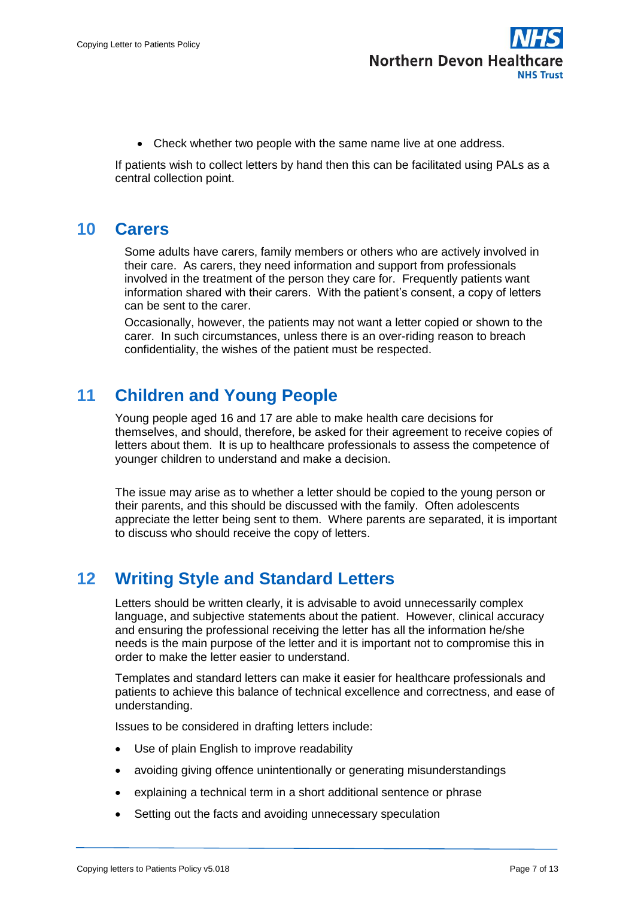- Check whether two people with the same name live at one address.

If patients wish to collect letters by hand then this can be facilitated using PALs as a central collection point.

## 10 Carers

Some adults have carers, family members or others who are actively involved in their care. As carers, they need information and support from professionals involved in the treatment of the person they care for. Frequently patients want information shared with their carers. With the patient's consent, a copy of letters can be sent to the carer.

Occasionally, however, the patients may not want a letter copied or shown to the carer. In such circumstances, unless there is an over-riding reason to breach confidentiality, the wishes of the patient must be respected.

## 11 Children and Young People

Young people aged 16 and 17 are able to make health care decisions for themselves, and should, therefore, be asked for their agreement to receive copies of letters about them. It is up to healthcare professionals to assess the competence of younger children to understand and make a decision.

The issue may arise as to whether a letter should be copied to the young person or their parents, and this should be discussed with the family. Often adolescents appreciate the letter being sent to them. Where parents are separated, it is important to discuss who should receive the copy of letters.

## 12 Writing Style and Standard Letters

Letters should be written clearly, it is advisable to avoid unnecessarily complex language, and subjective statements about the patient. However, clinical accuracy and ensuring the professional receiving the letter has all the information he/she needs is the main purpose of the letter and it is important not to compromise this in order to make the letter easier to understand.

Templates and standard letters can make it easier for healthcare professionals and patients to achieve this balance of technical excellence and correctness, and ease of understanding.

Issues to be considered in drafting letters include:

- Use of plain English to improve readability
- avoiding giving offence unintentionally or generating misunderstandings
- explaining a technical term in a short additional sentence or phrase
- Setting out the facts and avoiding unnecessary speculation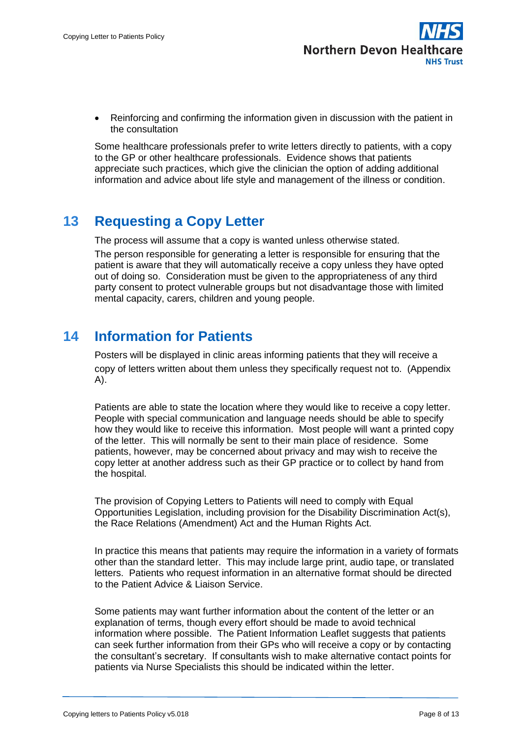- Reinforcing and confirming the information given in discussion with the patient in the consultation

Some healthcare professionals prefer to write letters directly to patients, with a copy to the GP or other healthcare professionals. Evidence shows that patients appreciate such practices, which give the clinician the option of adding additional information and advice about life style and management of the illness or condition.

## 13 Requesting a Copy Letter

The process will assume that a copy is wanted unless otherwise stated.

The person responsible for generating a letter is responsible for ensuring that the patient is aware that they will automatically receive a copy unless they have opted out of doing so. Consideration must be given to the appropriateness of any third party consent to protect vulnerable groups but not disadvantage those with limited mental capacity, carers, children and young people.

## 14 Information for Patients

Posters will be displayed in clinic areas informing patients that they will receive a copy of letters written about them unless they specifically request not to. (Appendix A).

Patients are able to state the location where they would like to receive a copy letter. People with special communication and language needs should be able to specify how they would like to receive this information. Most people will want a printed copy of the letter. This will normally be sent to their main place of residence. Some patients, however, may be concerned about privacy and may wish to receive the copy letter at another address such as their GP practice or to collect by hand from the hospital.

The provision of Copying Letters to Patients will need to comply with Equal Opportunities Legislation, including provision for the Disability Discrimination Act(s), the Race Relations (Amendment) Act and the Human Rights Act.

In practice this means that patients may require the information in a variety of formats other than the standard letter. This may include large print, audio tape, or translated letters. Patients who request information in an alternative format should be directed to the Patient Advice & Liaison Service.

Some patients may want further information about the content of the letter or an explanation of terms, though every effort should be made to avoid technical information where possible. The Patient Information Leaflet suggests that patients can seek further information from their GPs who will receive a copy or by contacting the consultant's secretary. If consultants wish to make alternative contact points for patients via Nurse Specialists this should be indicated within the letter.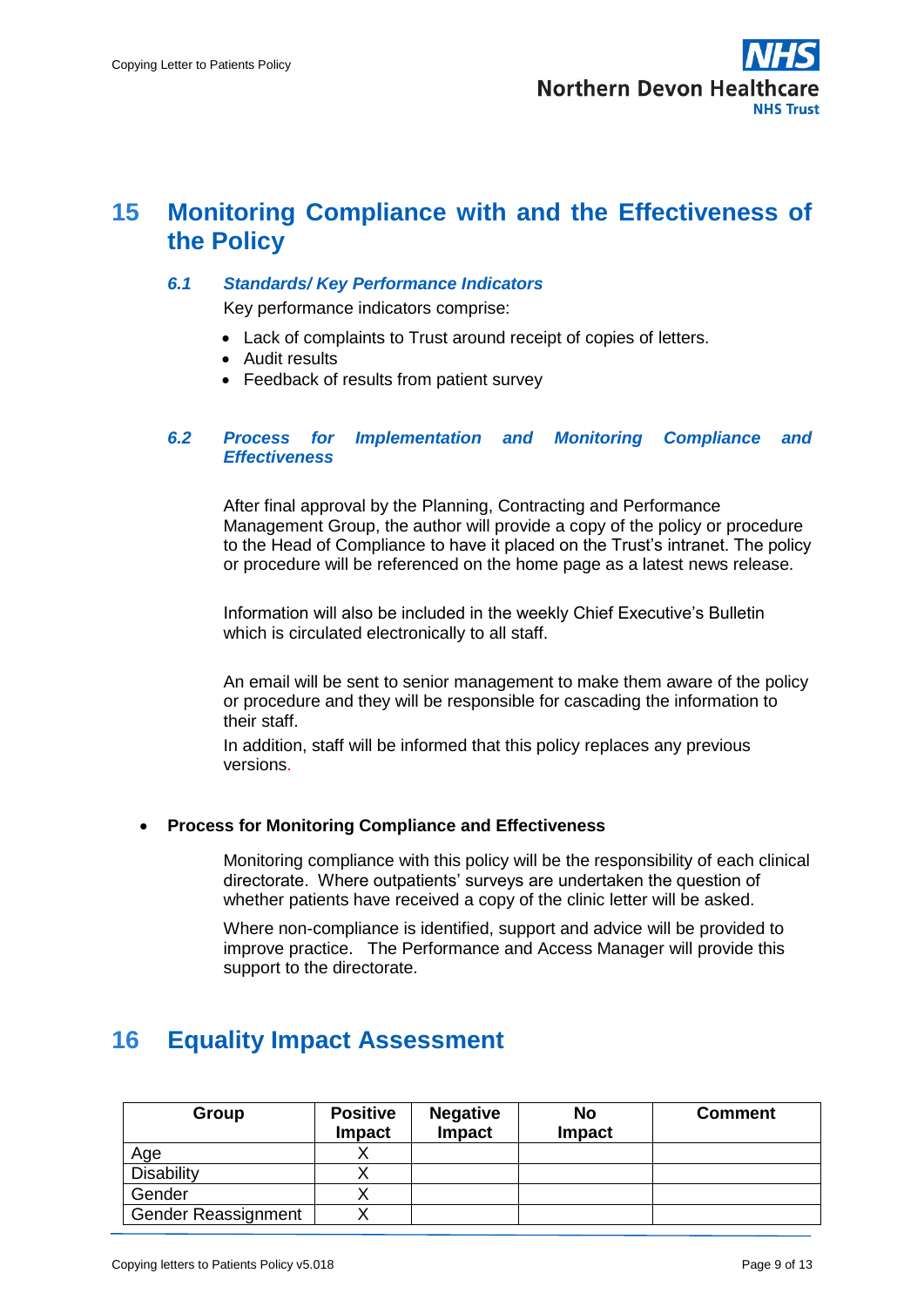# 15 Monitoring Compliance with and the Effectiveness of the Policy

### *6.1 Standards/ Key Performance Indicators*

Key performance indicators comprise:

- Lack of complaints to Trust around receipt of copies of letters.
- Audit results
- Feedback of results from patient survey

### *6.2 Process for Implementation and Monitoring Compliance and Effectiveness*

After final approval by the Planning, Contracting and Performance Management Group, the author will provide a copy of the policy or procedure to the Head of Compliance to have it placed on the Trust's intranet. The policy or procedure will be referenced on the home page as a latest news release.

Information will also be included in the weekly Chief Executive's Bulletin which is circulated electronically to all staff.

An email will be sent to senior management to make them aware of the policy or procedure and they will be responsible for cascading the information to their staff.

In addition, staff will be informed that this policy replaces any previous versions.

- **Process for Monitoring Compliance and Effectiveness**

Monitoring compliance with this policy will be the responsibility of each clinical directorate. Where outpatients' surveys are undertaken the question of whether patients have received a copy of the clinic letter will be asked.

Where non-compliance is identified, support and advice will be provided to improve practice. The Performance and Access Manager will provide this support to the directorate.

# 16 Equality Impact Assessment

| Group | Positive Impact | Negative Impact | No Impact | Comment |
|---|---|---|---|---|
| Age | X | | | |
| Disability | X | | | |
| Gender | X | | | |
| Gender Reassignment | X | | | |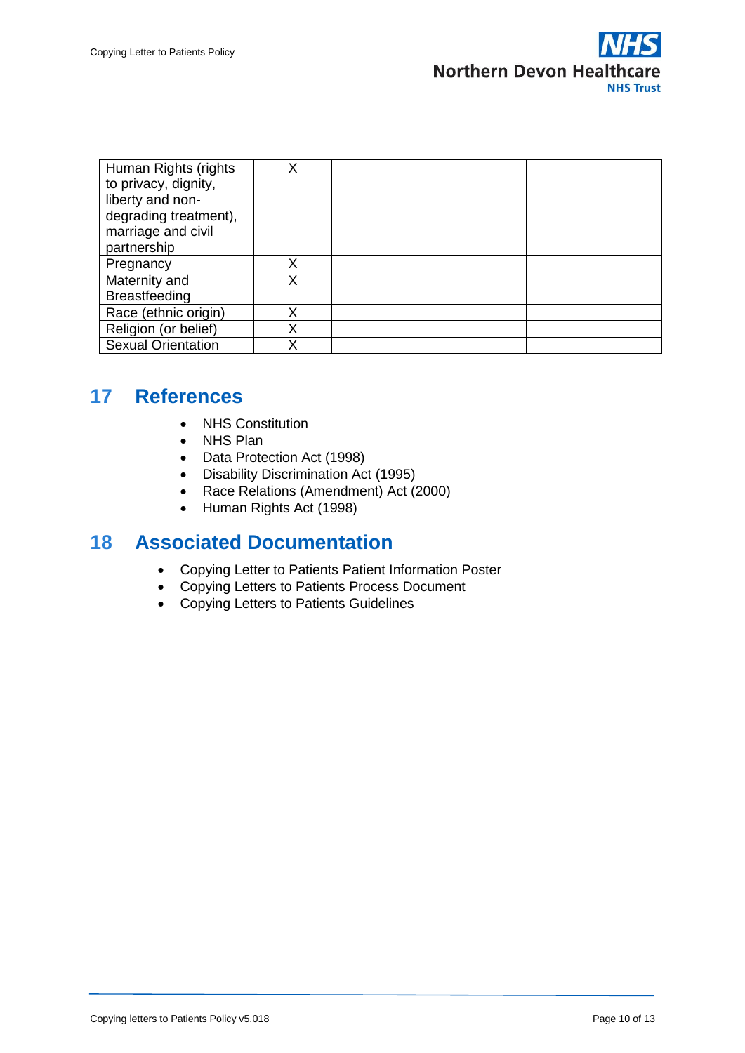| Human Rights (rights to privacy, dignity, liberty and non-degrading treatment), marriage and civil partnership | X | | | |
|---|---|---|---|---|
| Pregnancy | X | | | |
| Maternity and Breastfeeding | X | | | |
| Race (ethnic origin) | X | | | |
| Religion (or belief) | X | | | |
| Sexual Orientation | X | | | |

## 17 References

- NHS Constitution
- NHS Plan
- Data Protection Act (1998)
- Disability Discrimination Act (1995)
- Race Relations (Amendment) Act (2000)
- Human Rights Act (1998)

## 18 Associated Documentation

- Copying Letter to Patients Patient Information Poster
- Copying Letters to Patients Process Document
- Copying Letters to Patients Guidelines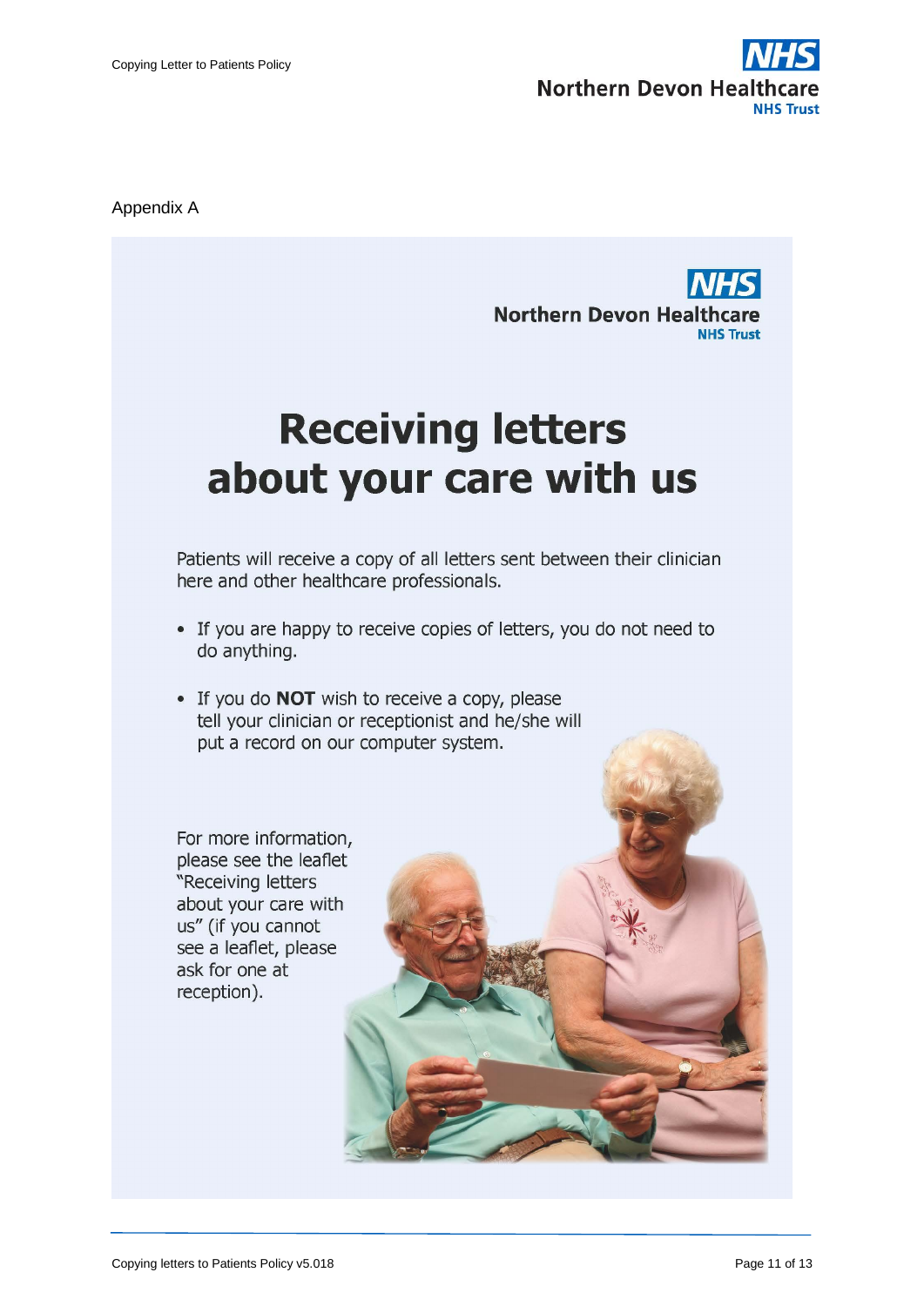Appendix A

Northern Devon Healthcare
NHS Trust

# Receiving letters about your care with us

Patients will receive a copy of all letters sent between their clinician here and other healthcare professionals.

- If you are happy to receive copies of letters, you do not need to do anything.
- If you do **NOT** wish to receive a copy, please tell your clinician or receptionist and he/she will put a record on our computer system.

For more information, please see the leaflet "Receiving letters about your care with us" (if you cannot see a leaflet, please ask for one at reception).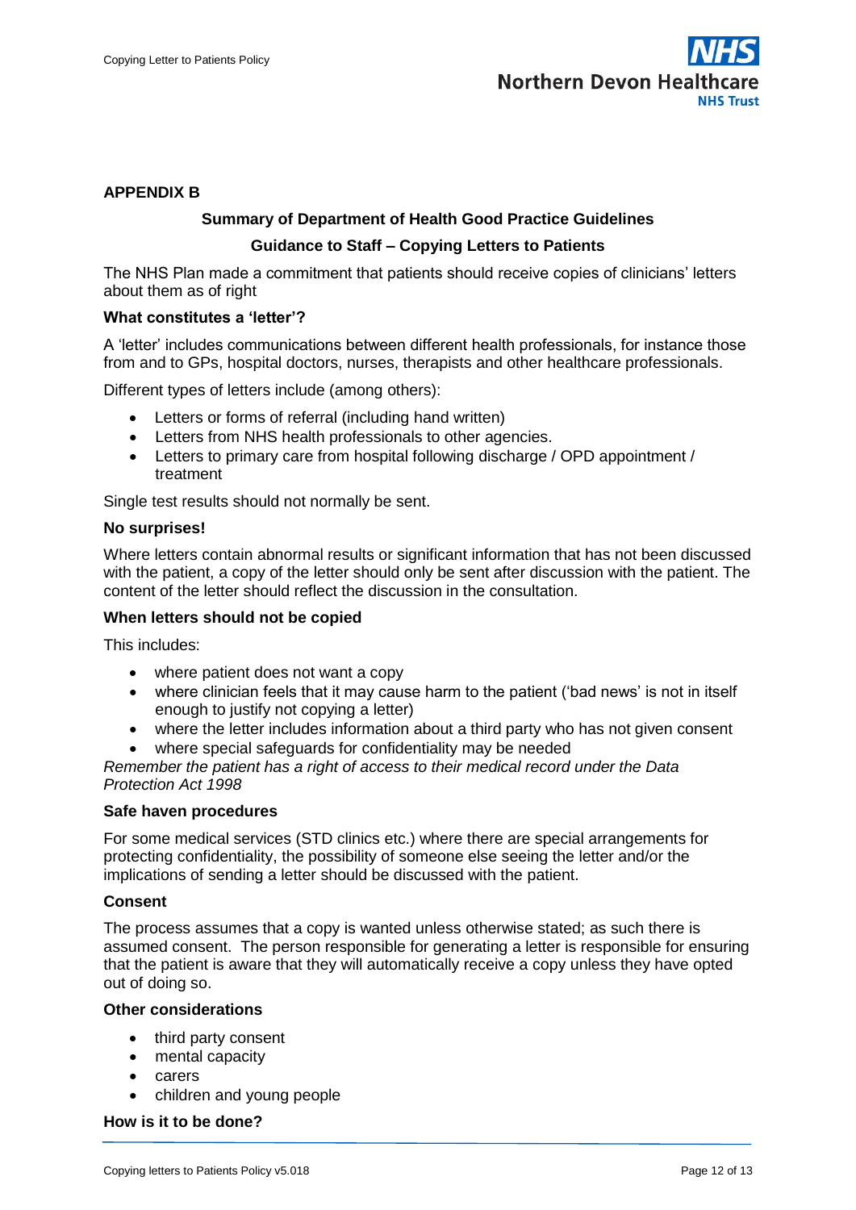## APPENDIX B

### Summary of Department of Health Good Practice Guidelines

### Guidance to Staff – Copying Letters to Patients

The NHS Plan made a commitment that patients should receive copies of clinicians' letters about them as of right

**What constitutes a 'letter'?**

A 'letter' includes communications between different health professionals, for instance those from and to GPs, hospital doctors, nurses, therapists and other healthcare professionals.

Different types of letters include (among others):

- Letters or forms of referral (including hand written)
- Letters from NHS health professionals to other agencies.
- Letters to primary care from hospital following discharge / OPD appointment / treatment

Single test results should not normally be sent.

**No surprises!**

Where letters contain abnormal results or significant information that has not been discussed with the patient, a copy of the letter should only be sent after discussion with the patient. The content of the letter should reflect the discussion in the consultation.

**When letters should not be copied**

This includes:

- where patient does not want a copy
- where clinician feels that it may cause harm to the patient ('bad news' is not in itself enough to justify not copying a letter)
- where the letter includes information about a third party who has not given consent
- where special safeguards for confidentiality may be needed

*Remember the patient has a right of access to their medical record under the Data Protection Act 1998*

**Safe haven procedures**

For some medical services (STD clinics etc.) where there are special arrangements for protecting confidentiality, the possibility of someone else seeing the letter and/or the implications of sending a letter should be discussed with the patient.

**Consent**

The process assumes that a copy is wanted unless otherwise stated; as such there is assumed consent. The person responsible for generating a letter is responsible for ensuring that the patient is aware that they will automatically receive a copy unless they have opted out of doing so.

**Other considerations**

- third party consent
- mental capacity
- carers
- children and young people

**How is it to be done?**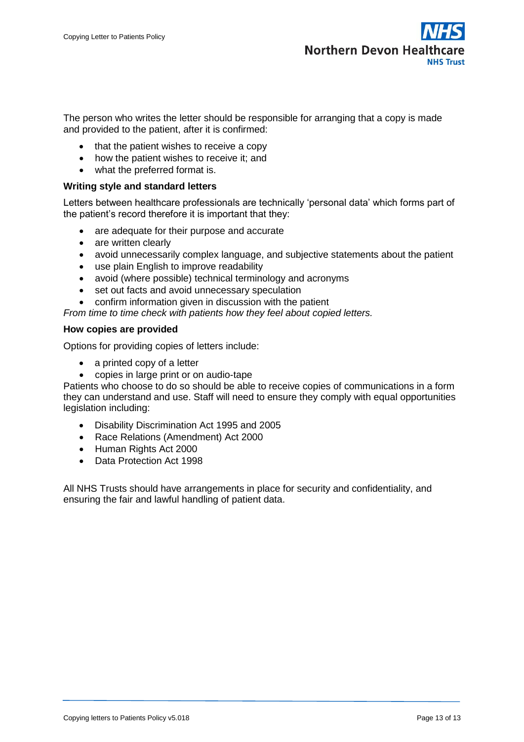The person who writes the letter should be responsible for arranging that a copy is made and provided to the patient, after it is confirmed:

- that the patient wishes to receive a copy
- how the patient wishes to receive it; and
- what the preferred format is.

**Writing style and standard letters**

Letters between healthcare professionals are technically 'personal data' which forms part of the patient's record therefore it is important that they:

- are adequate for their purpose and accurate
- are written clearly
- avoid unnecessarily complex language, and subjective statements about the patient
- use plain English to improve readability
- avoid (where possible) technical terminology and acronyms
- set out facts and avoid unnecessary speculation
- confirm information given in discussion with the patient

*From time to time check with patients how they feel about copied letters.*

**How copies are provided**

Options for providing copies of letters include:

- a printed copy of a letter
- copies in large print or on audio-tape

Patients who choose to do so should be able to receive copies of communications in a form they can understand and use. Staff will need to ensure they comply with equal opportunities legislation including:

- Disability Discrimination Act 1995 and 2005
- Race Relations (Amendment) Act 2000
- Human Rights Act 2000
- Data Protection Act 1998

All NHS Trusts should have arrangements in place for security and confidentiality, and ensuring the fair and lawful handling of patient data.